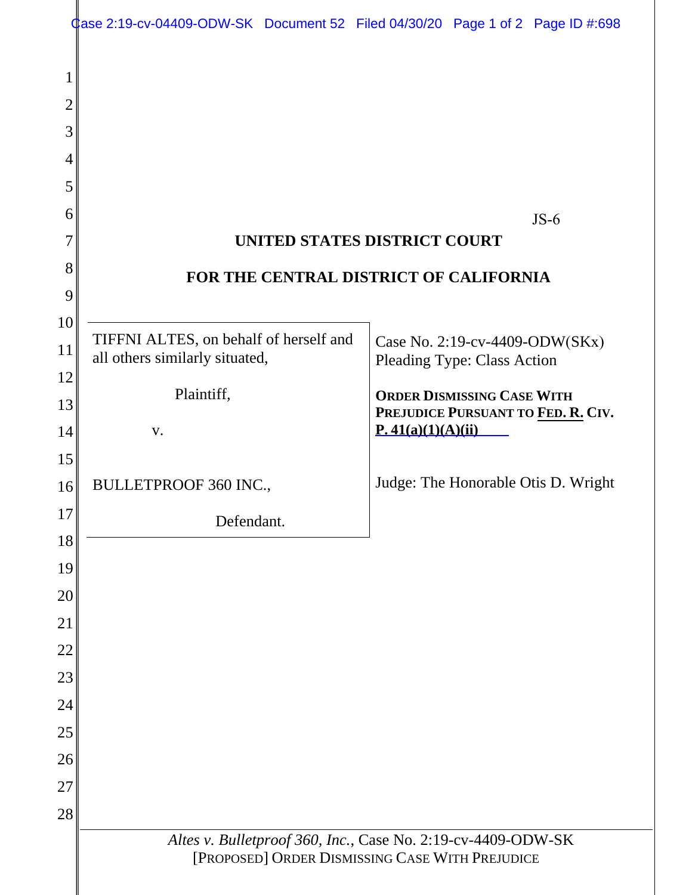JS-6

**UNITED STATES DISTRICT COURT**

**FOR THE CENTRAL DISTRICT OF CALIFORNIA**

| | |
|---|---|
| TIFFNI ALTES, on behalf of herself and all others similarly situated,<br><br>Plaintiff,<br><br>v.<br><br>BULLETPROOF 360 INC.,<br><br>Defendant. | Case No. 2:19-cv-4409-ODW(SKx)<br>Pleading Type: Class Action<br><br>**ORDER DISMISSING CASE WITH PREJUDICE PURSUANT TO FED. R. CIV. P. 41(a)(1)(A)(ii)**<br><br>Judge: The Honorable Otis D. Wright |

*Altes v. Bulletproof 360, Inc.*, Case No. 2:19-cv-4409-ODW-SK
[PROPOSED] ORDER DISMISSING CASE WITH PREJUDICE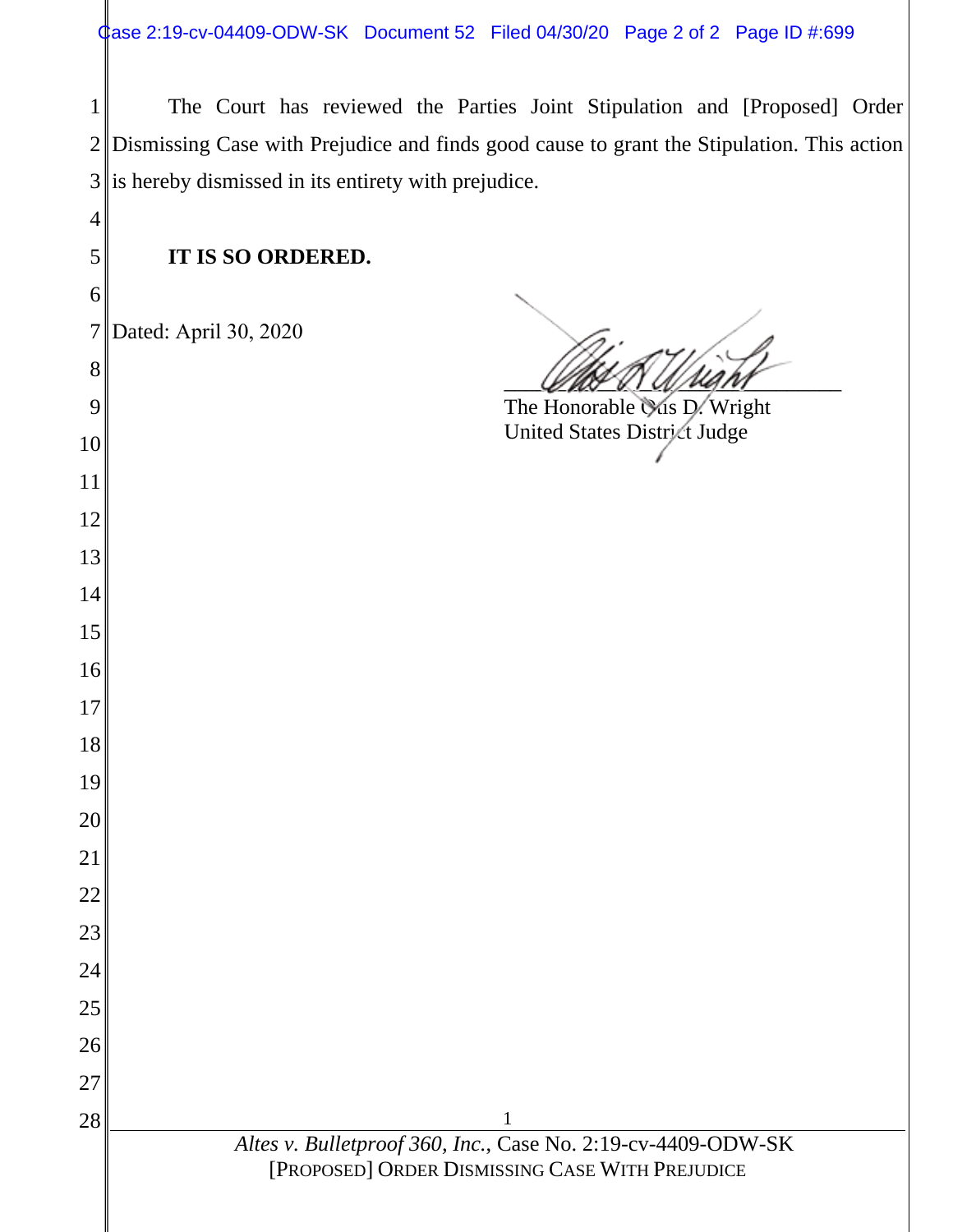The Court has reviewed the Parties Joint Stipulation and [Proposed] Order Dismissing Case with Prejudice and finds good cause to grant the Stipulation. This action is hereby dismissed in its entirety with prejudice.

**IT IS SO ORDERED.**

Dated: April 30, 2020

The Honorable Otis D. Wright
United States District Judge

*Altes v. Bulletproof 360, Inc.*, Case No. 2:19-cv-4409-ODW-SK
[PROPOSED] ORDER DISMISSING CASE WITH PREJUDICE